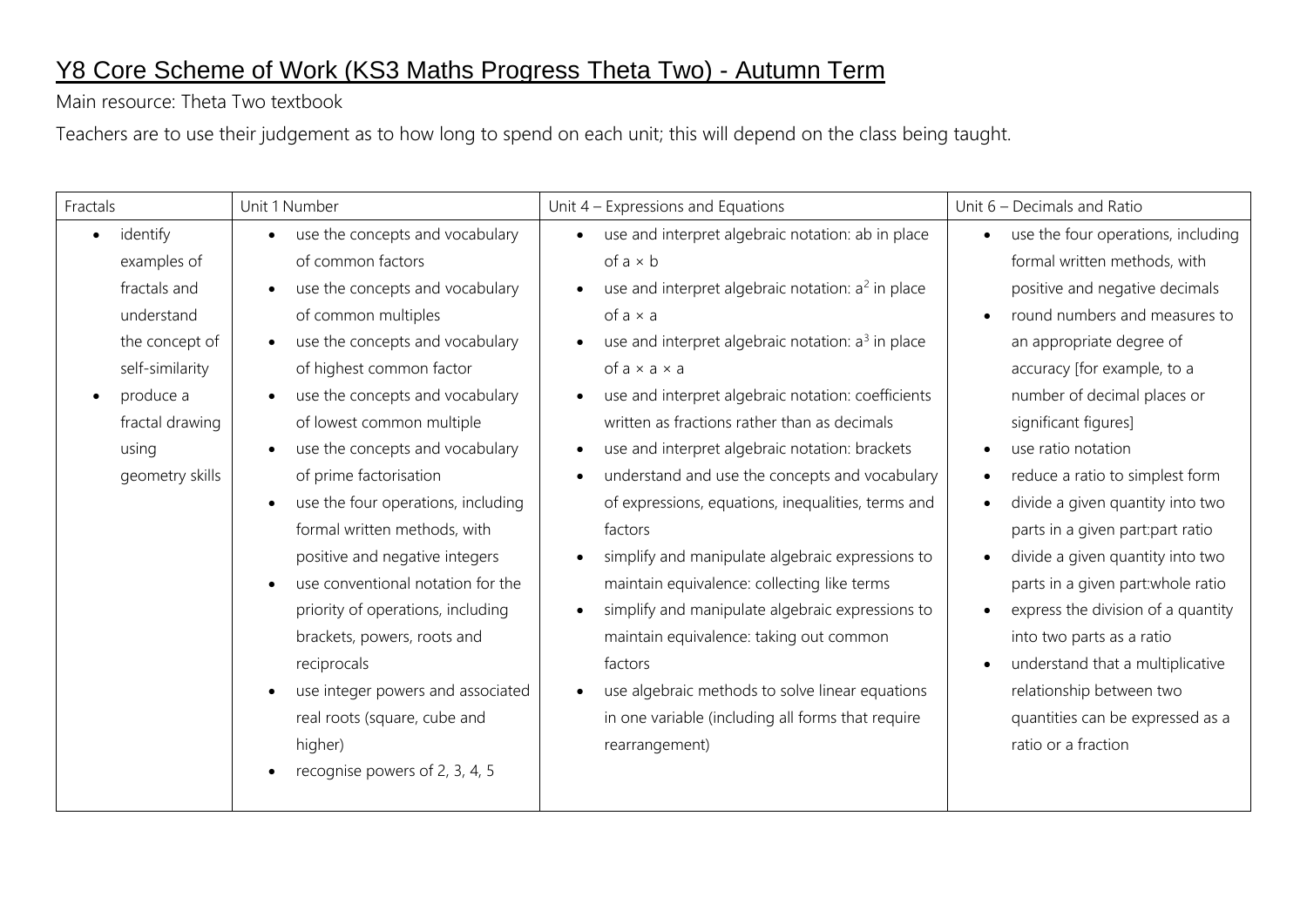# Y8 Core Scheme of Work (KS3 Maths Progress Theta Two) - Autumn Term

Main resource: Theta Two textbook

Teachers are to use their judgement as to how long to spend on each unit; this will depend on the class being taught.

| Fractals | Unit 1 Number | Unit 4 – Expressions and Equations | Unit 6 – Decimals and Ratio |
|---|---|---|---|
| • identify examples of fractals and understand the concept of self-similarity<br>• produce a fractal drawing using geometry skills | • use the concepts and vocabulary of common factors<br>• use the concepts and vocabulary of common multiples<br>• use the concepts and vocabulary of highest common factor<br>• use the concepts and vocabulary of lowest common multiple<br>• use the concepts and vocabulary of prime factorisation<br>• use the four operations, including formal written methods, with positive and negative integers<br>• use conventional notation for the priority of operations, including brackets, powers, roots and reciprocals<br>• use integer powers and associated real roots (square, cube and higher)<br>• recognise powers of 2, 3, 4, 5 | • use and interpret algebraic notation: ab in place of a × b<br>• use and interpret algebraic notation: $a^2$ in place of a × a<br>• use and interpret algebraic notation: $a^3$ in place of a × a × a<br>• use and interpret algebraic notation: coefficients written as fractions rather than as decimals<br>• use and interpret algebraic notation: brackets<br>• understand and use the concepts and vocabulary of expressions, equations, inequalities, terms and factors<br>• simplify and manipulate algebraic expressions to maintain equivalence: collecting like terms<br>• simplify and manipulate algebraic expressions to maintain equivalence: taking out common factors<br>• use algebraic methods to solve linear equations in one variable (including all forms that require rearrangement) | • use the four operations, including formal written methods, with positive and negative decimals<br>• round numbers and measures to an appropriate degree of accuracy [for example, to a number of decimal places or significant figures]<br>• use ratio notation<br>• reduce a ratio to simplest form<br>• divide a given quantity into two parts in a given part:part ratio<br>• divide a given quantity into two parts in a given part:whole ratio<br>• express the division of a quantity into two parts as a ratio<br>• understand that a multiplicative relationship between two quantities can be expressed as a ratio or a fraction |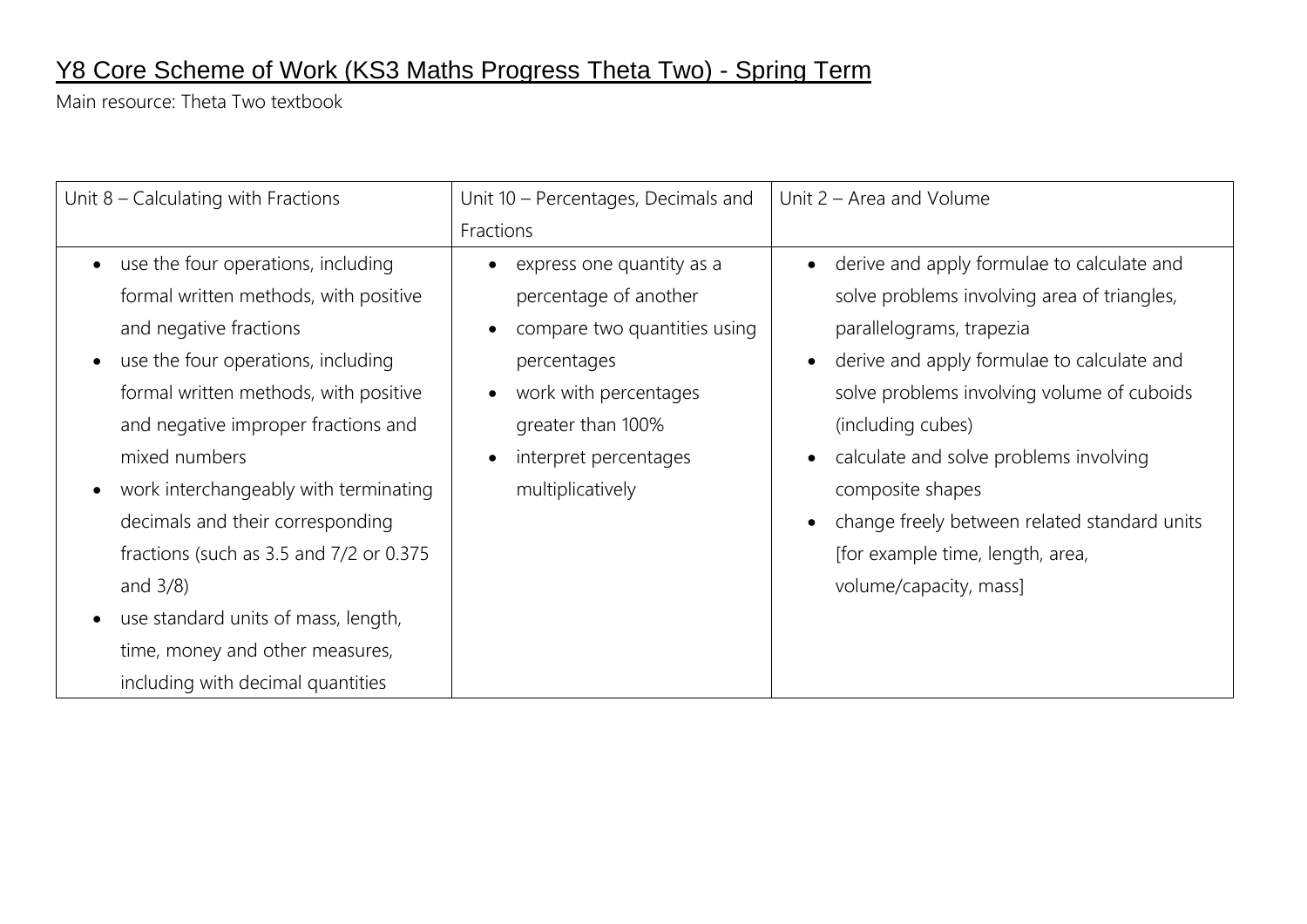# Y8 Core Scheme of Work (KS3 Maths Progress Theta Two) - Spring Term

Main resource: Theta Two textbook

| Unit 8 – Calculating with Fractions | Unit 10 – Percentages, Decimals and Fractions | Unit 2 – Area and Volume |
|---|---|---|
| • use the four operations, including formal written methods, with positive and negative fractions<br>• use the four operations, including formal written methods, with positive and negative improper fractions and mixed numbers<br>• work interchangeably with terminating decimals and their corresponding fractions (such as 3.5 and 7/2 or 0.375 and 3/8)<br>• use standard units of mass, length, time, money and other measures, including with decimal quantities | • express one quantity as a percentage of another<br>• compare two quantities using percentages<br>• work with percentages greater than 100%<br>• interpret percentages multiplicatively | • derive and apply formulae to calculate and solve problems involving area of triangles, parallelograms, trapezia<br>• derive and apply formulae to calculate and solve problems involving volume of cuboids (including cubes)<br>• calculate and solve problems involving composite shapes<br>• change freely between related standard units [for example time, length, area, volume/capacity, mass] |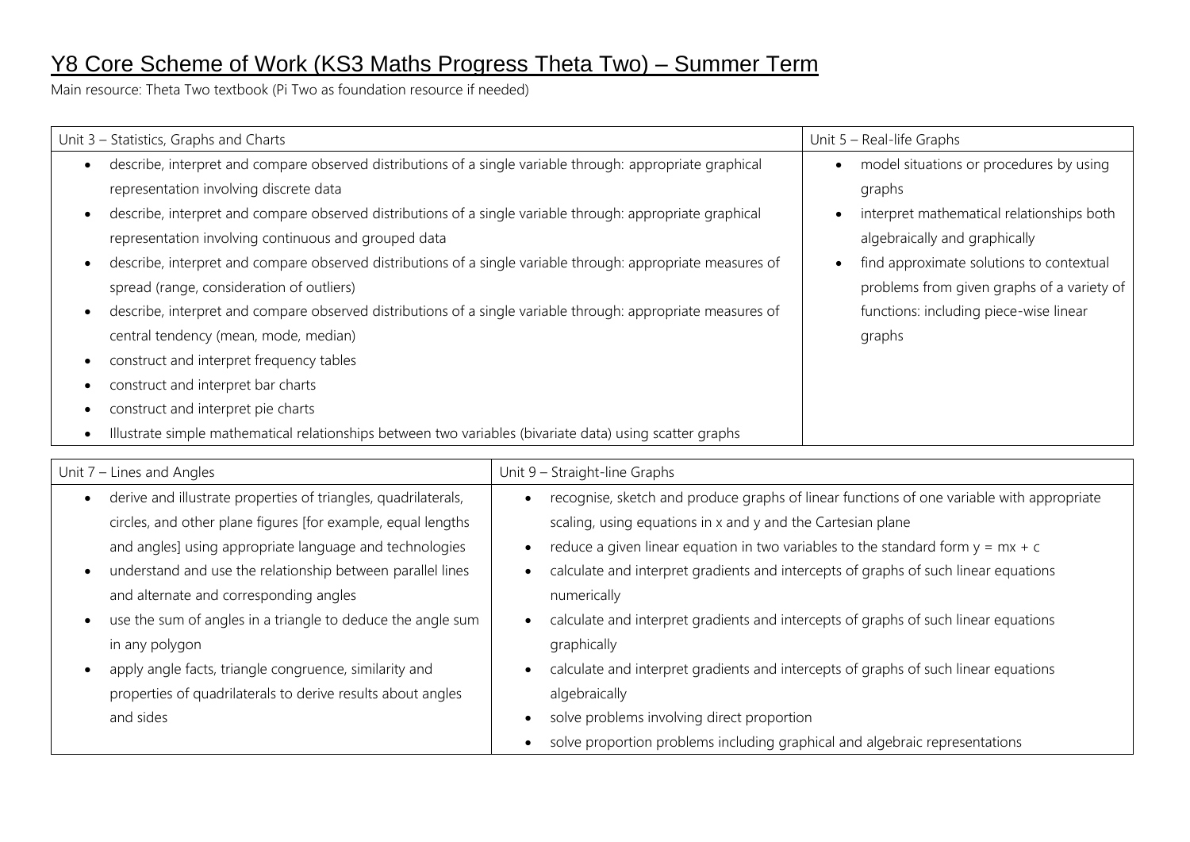# Y8 Core Scheme of Work (KS3 Maths Progress Theta Two) – Summer Term

Main resource: Theta Two textbook (Pi Two as foundation resource if needed)

| Unit 3 – Statistics, Graphs and Charts | Unit 5 – Real-life Graphs |
|---|---|
| • describe, interpret and compare observed distributions of a single variable through: appropriate graphical representation involving discrete data<br>• describe, interpret and compare observed distributions of a single variable through: appropriate graphical representation involving continuous and grouped data<br>• describe, interpret and compare observed distributions of a single variable through: appropriate measures of spread (range, consideration of outliers)<br>• describe, interpret and compare observed distributions of a single variable through: appropriate measures of central tendency (mean, mode, median)<br>• construct and interpret frequency tables<br>• construct and interpret bar charts<br>• construct and interpret pie charts<br>• Illustrate simple mathematical relationships between two variables (bivariate data) using scatter graphs | • model situations or procedures by using graphs<br>• interpret mathematical relationships both algebraically and graphically<br>• find approximate solutions to contextual problems from given graphs of a variety of functions: including piece-wise linear graphs |

| Unit 7 – Lines and Angles | Unit 9 – Straight-line Graphs |
|---|---|
| • derive and illustrate properties of triangles, quadrilaterals, circles, and other plane figures [for example, equal lengths and angles] using appropriate language and technologies<br>• understand and use the relationship between parallel lines and alternate and corresponding angles<br>• use the sum of angles in a triangle to deduce the angle sum in any polygon<br>• apply angle facts, triangle congruence, similarity and properties of quadrilaterals to derive results about angles and sides | • recognise, sketch and produce graphs of linear functions of one variable with appropriate scaling, using equations in x and y and the Cartesian plane<br>• reduce a given linear equation in two variables to the standard form $y = mx + c$<br>• calculate and interpret gradients and intercepts of graphs of such linear equations numerically<br>• calculate and interpret gradients and intercepts of graphs of such linear equations graphically<br>• calculate and interpret gradients and intercepts of graphs of such linear equations algebraically<br>• solve problems involving direct proportion<br>• solve proportion problems including graphical and algebraic representations |